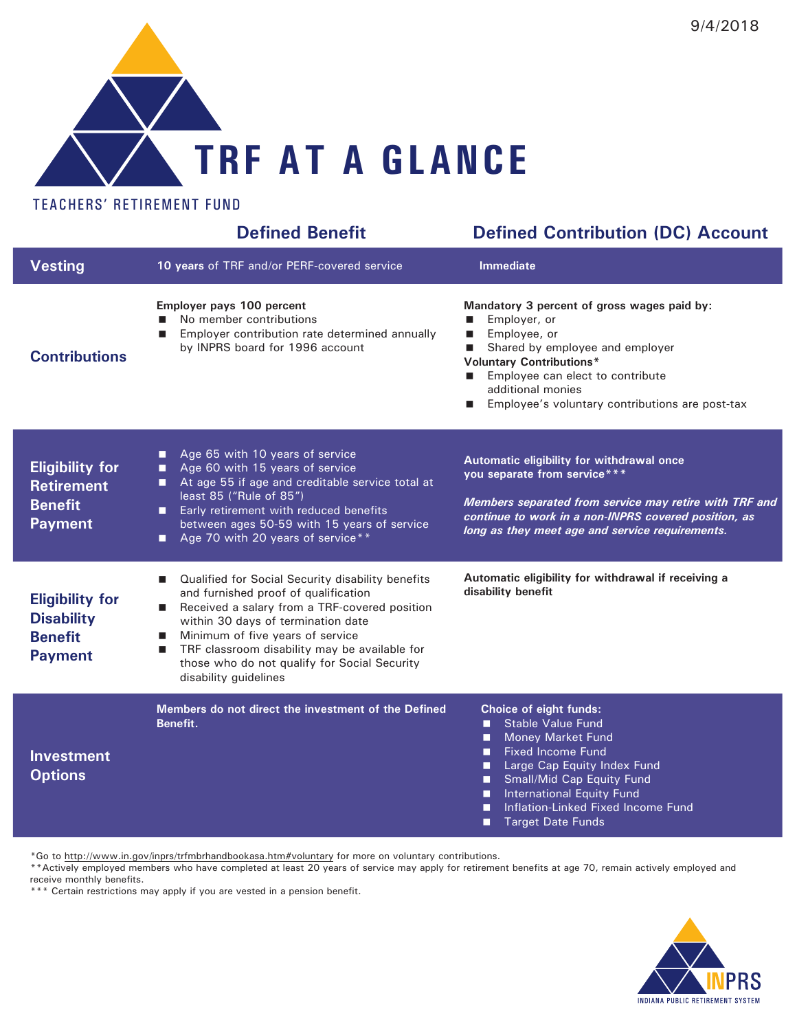9/4/2018

# TRF AT A GLANCE

TEACHERS' RETIREMENT FUND

| | Defined Benefit | Defined Contribution (DC) Account |
|---|---|---|
| **Vesting** | **10 years** of TRF and/or PERF-covered service | **Immediate** |
| **Contributions** | **Employer pays 100 percent**<br>■ No member contributions<br>■ Employer contribution rate determined annually by INPRS board for 1996 account | **Mandatory 3 percent of gross wages paid by:**<br>■ Employer, or<br>■ Employee, or<br>■ Shared by employee and employer<br>**Voluntary Contributions***<br>■ Employee can elect to contribute additional monies<br>■ Employee's voluntary contributions are post-tax |
| **Eligibility for Retirement Benefit Payment** | ■ Age 65 with 10 years of service<br>■ Age 60 with 15 years of service<br>■ At age 55 if age and creditable service total at least 85 ("Rule of 85")<br>■ Early retirement with reduced benefits between ages 50-59 with 15 years of service<br>■ Age 70 with 20 years of service** | **Automatic eligibility for withdrawal once you separate from service*****<br><br>***Members separated from service may retire with TRF and continue to work in a non-INPRS covered position, as long as they meet age and service requirements.*** |
| **Eligibility for Disability Benefit Payment** | ■ Qualified for Social Security disability benefits and furnished proof of qualification<br>■ Received a salary from a TRF-covered position within 30 days of termination date<br>■ Minimum of five years of service<br>■ TRF classroom disability may be available for those who do not qualify for Social Security disability guidelines | **Automatic eligibility for withdrawal if receiving a disability benefit** |
| **Investment Options** | **Members do not direct the investment of the Defined Benefit.** | **Choice of eight funds:**<br>■ Stable Value Fund<br>■ Money Market Fund<br>■ Fixed Income Fund<br>■ Large Cap Equity Index Fund<br>■ Small/Mid Cap Equity Fund<br>■ International Equity Fund<br>■ Inflation-Linked Fixed Income Fund<br>■ Target Date Funds |

*Go to http://www.in.gov/inprs/trfmbrhandbookasa.htm#voluntary for more on voluntary contributions.

**Actively employed members who have completed at least 20 years of service may apply for retirement benefits at age 70, remain actively employed and receive monthly benefits.

*** Certain restrictions may apply if you are vested in a pension benefit.

INPRS
INDIANA PUBLIC RETIREMENT SYSTEM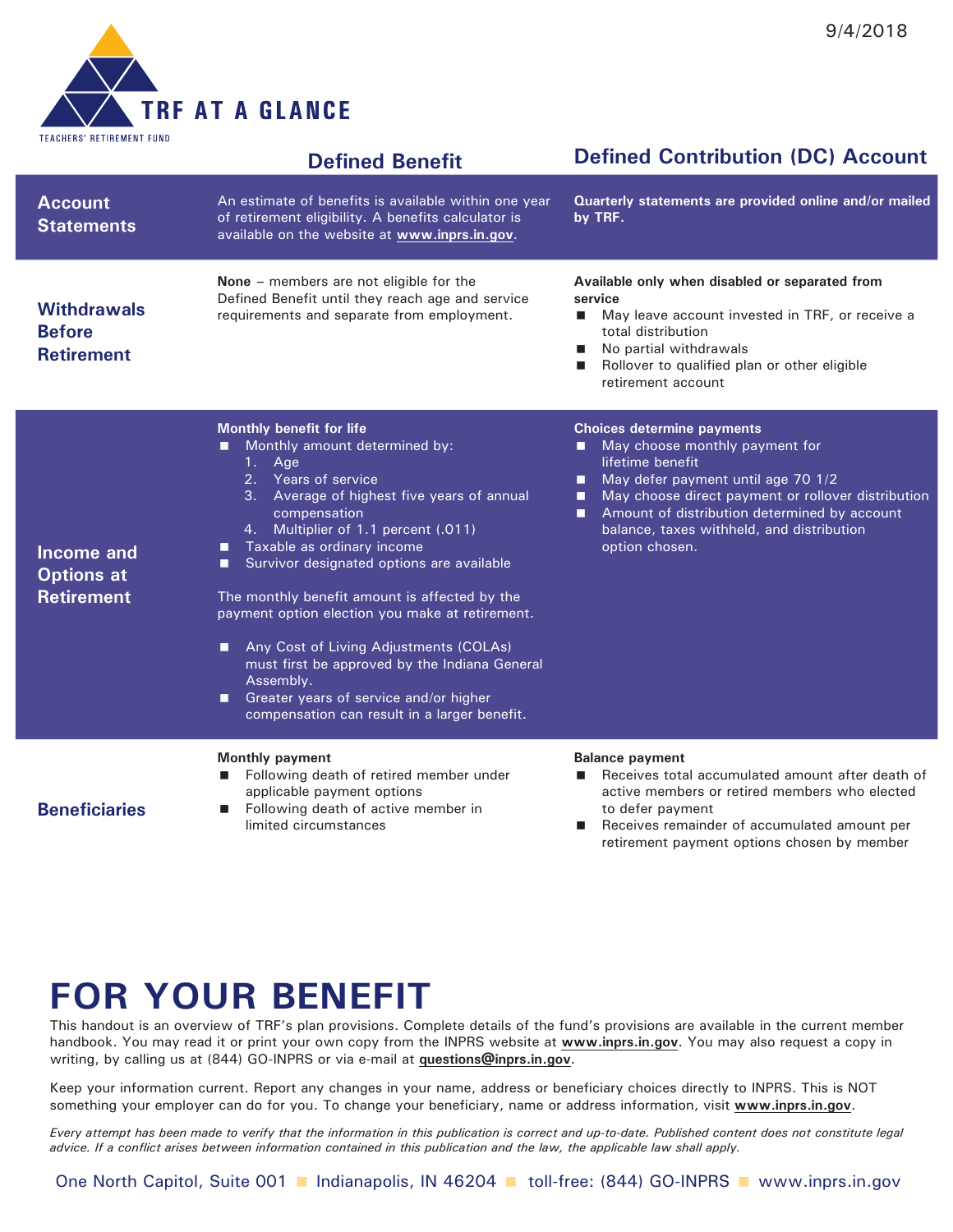9/4/2018

# TRF AT A GLANCE

TEACHERS' RETIREMENT FUND

| | Defined Benefit | Defined Contribution (DC) Account |
|---|---|---|
| **Account Statements** | An estimate of benefits is available within one year of retirement eligibility. A benefits calculator is available on the website at **www.inprs.in.gov**. | **Quarterly statements are provided online and/or mailed by TRF.** |
| **Withdrawals Before Retirement** | **None** – members are not eligible for the Defined Benefit until they reach age and service requirements and separate from employment. | **Available only when disabled or separated from service**<br>■ May leave account invested in TRF, or receive a total distribution<br>■ No partial withdrawals<br>■ Rollover to qualified plan or other eligible retirement account |
| **Income and Options at Retirement** | **Monthly benefit for life**<br>■ Monthly amount determined by:<br>1. Age<br>2. Years of service<br>3. Average of highest five years of annual compensation<br>4. Multiplier of 1.1 percent (.011)<br>■ Taxable as ordinary income<br>■ Survivor designated options are available<br><br>The monthly benefit amount is affected by the payment option election you make at retirement.<br><br>■ Any Cost of Living Adjustments (COLAs) must first be approved by the Indiana General Assembly.<br>■ Greater years of service and/or higher compensation can result in a larger benefit. | **Choices determine payments**<br>■ May choose monthly payment for lifetime benefit<br>■ May defer payment until age 70 1/2<br>■ May choose direct payment or rollover distribution<br>■ Amount of distribution determined by account balance, taxes withheld, and distribution option chosen. |
| **Beneficiaries** | **Monthly payment**<br>■ Following death of retired member under applicable payment options<br>■ Following death of active member in limited circumstances | **Balance payment**<br>■ Receives total accumulated amount after death of active members or retired members who elected to defer payment<br>■ Receives remainder of accumulated amount per retirement payment options chosen by member |

# FOR YOUR BENEFIT

This handout is an overview of TRF's plan provisions. Complete details of the fund's provisions are available in the current member handbook. You may read it or print your own copy from the INPRS website at **www.inprs.in.gov**. You may also request a copy in writing, by calling us at (844) GO-INPRS or via e-mail at **questions@inprs.in.gov**.

Keep your information current. Report any changes in your name, address or beneficiary choices directly to INPRS. This is NOT something your employer can do for you. To change your beneficiary, name or address information, visit **www.inprs.in.gov**.

*Every attempt has been made to verify that the information in this publication is correct and up-to-date. Published content does not constitute legal advice. If a conflict arises between information contained in this publication and the law, the applicable law shall apply.*

One North Capitol, Suite 001 ■ Indianapolis, IN 46204 ■ toll-free: (844) GO-INPRS ■ www.inprs.in.gov